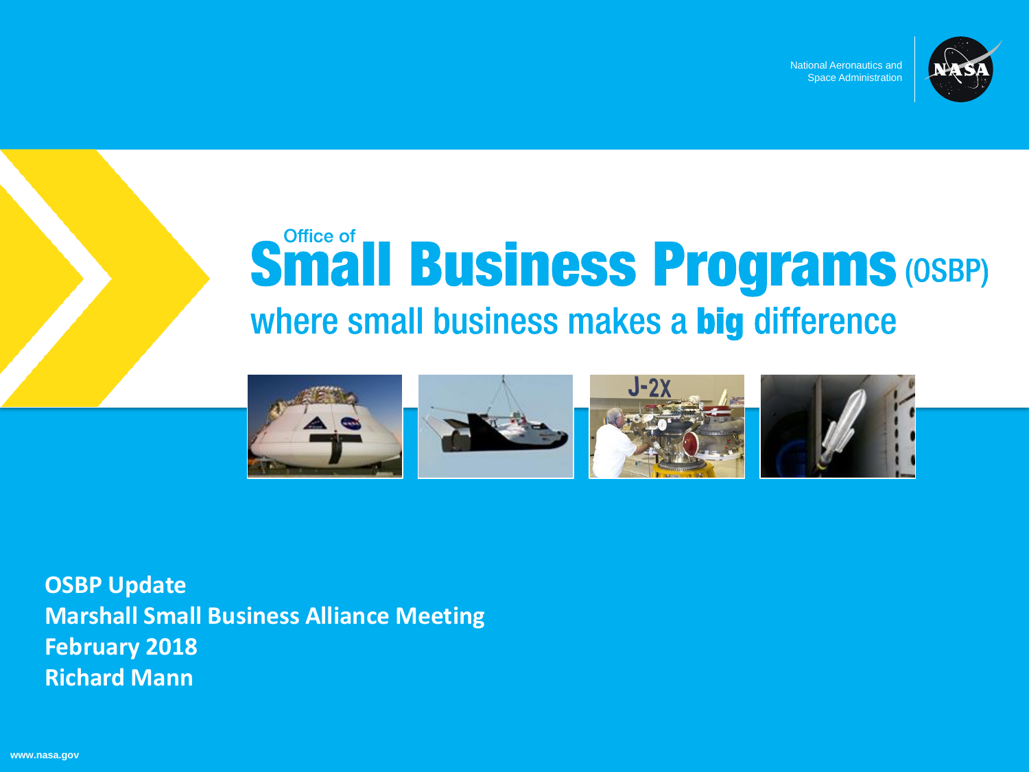National Aeronautics and Space Administration

# Office of Small Business Programs (OSBP)

## where small business makes a **big** difference

**OSBP Update**
**Marshall Small Business Alliance Meeting**
**February 2018**
**Richard Mann**

www.nasa.gov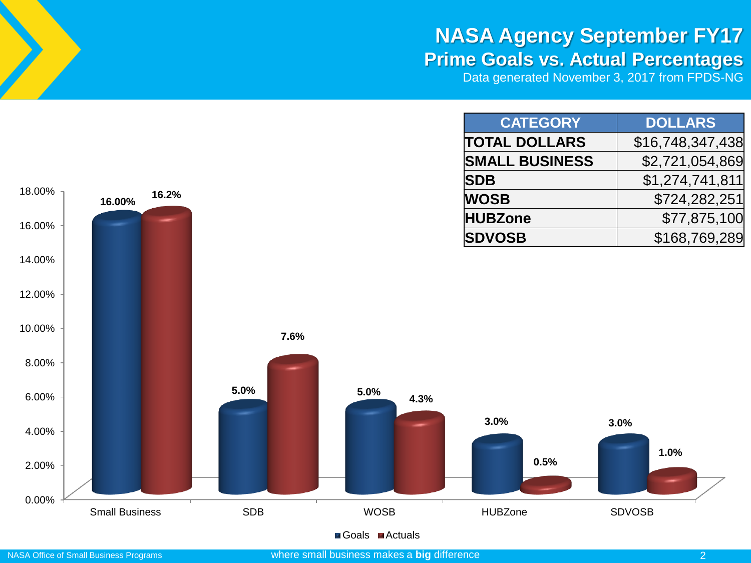# NASA Agency September FY17

## Prime Goals vs. Actual Percentages

Data generated November 3, 2017 from FPDS-NG

| CATEGORY | DOLLARS |
|---|---|
| TOTAL DOLLARS | $16,748,347,438 |
| SMALL BUSINESS | $2,721,054,869 |
| SDB | $1,274,741,811 |
| WOSB | $724,282,251 |
| HUBZone | $77,875,100 |
| SDVOSB | $168,769,289 |

| Category | Goals | Actuals |
|---|---|---|
| Small Business | 16.00% | 16.2% |
| SDB | 5.0% | 7.6% |
| WOSB | 5.0% | 4.3% |
| HUBZone | 3.0% | 0.5% |
| SDVOSB | 3.0% | 1.0% |

NASA Office of Small Business Programs

where small business makes a **big** difference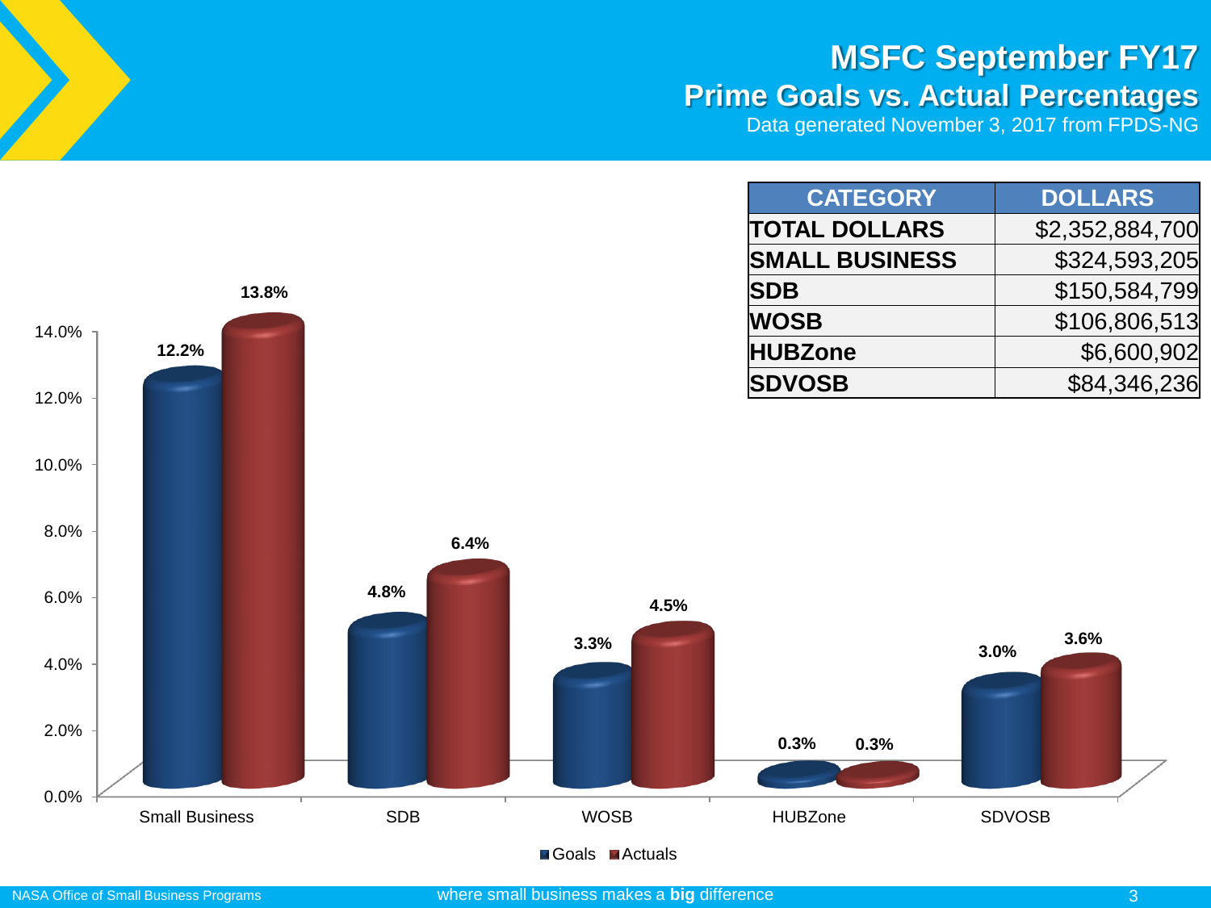# MSFC September FY17

## Prime Goals vs. Actual Percentages

Data generated November 3, 2017 from FPDS-NG

| CATEGORY | DOLLARS |
| --- | --- |
| TOTAL DOLLARS | $2,352,884,700 |
| SMALL BUSINESS | $324,593,205 |
| SDB | $150,584,799 |
| WOSB | $106,806,513 |
| HUBZone | $6,600,902 |
| SDVOSB | $84,346,236 |

| Category | Goals | Actuals |
| --- | --- | --- |
| Small Business | 12.2% | 13.8% |
| SDB | 4.8% | 6.4% |
| WOSB | 3.3% | 4.5% |
| HUBZone | 0.3% | 0.3% |
| SDVOSB | 3.0% | 3.6% |

where small business makes a **big** difference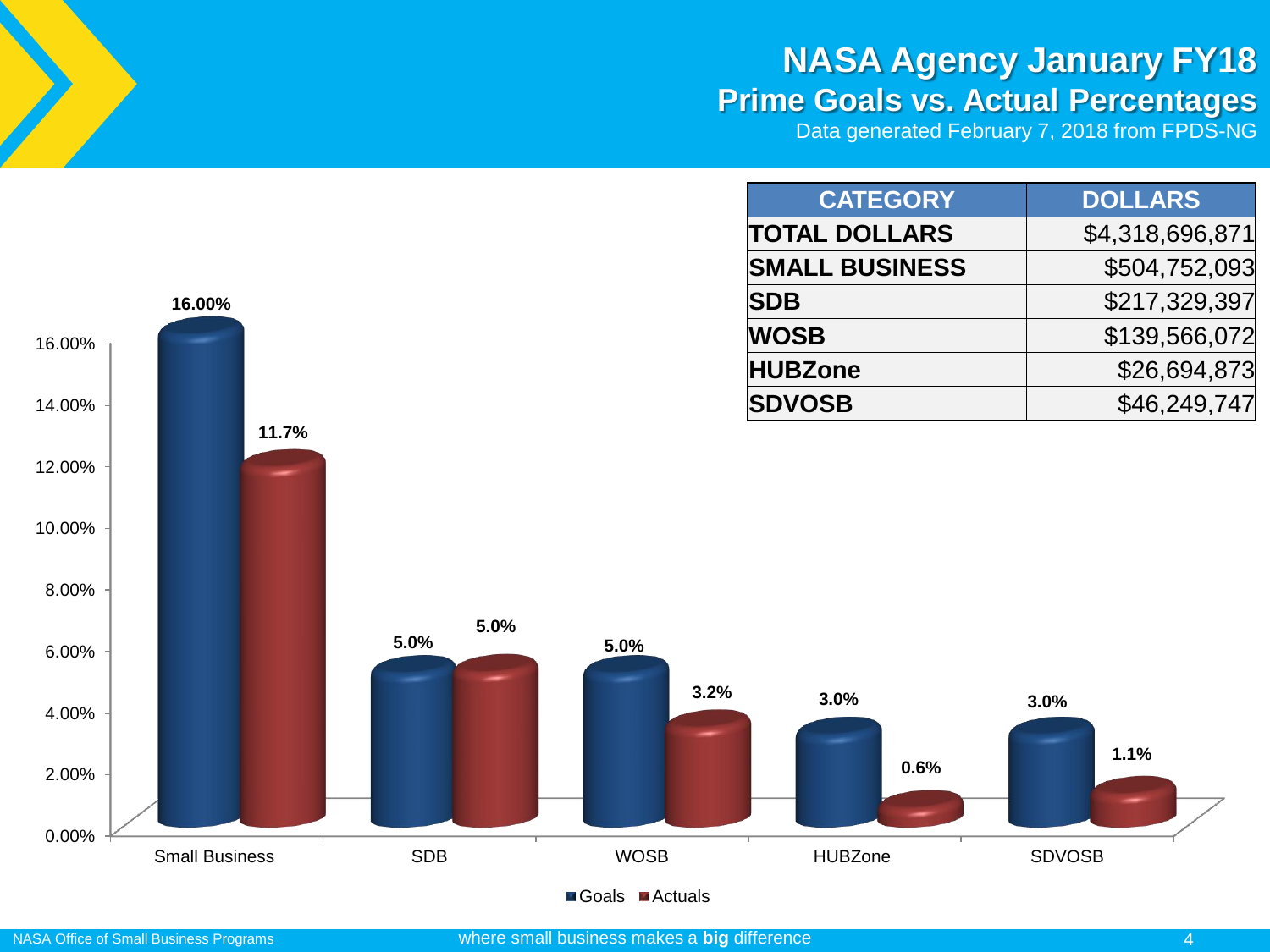# NASA Agency January FY18

## Prime Goals vs. Actual Percentages

Data generated February 7, 2018 from FPDS-NG

| CATEGORY | DOLLARS |
|---|---|
| TOTAL DOLLARS | $4,318,696,871 |
| SMALL BUSINESS | $504,752,093 |
| SDB | $217,329,397 |
| WOSB | $139,566,072 |
| HUBZone | $26,694,873 |
| SDVOSB | $46,249,747 |

| | Goals | Actuals |
|---|---|---|
| Small Business | 16.00% | 11.7% |
| SDB | 5.0% | 5.0% |
| WOSB | 5.0% | 3.2% |
| HUBZone | 3.0% | 0.6% |
| SDVOSB | 3.0% | 1.1% |

NASA Office of Small Business Programs

where small business makes a **big** difference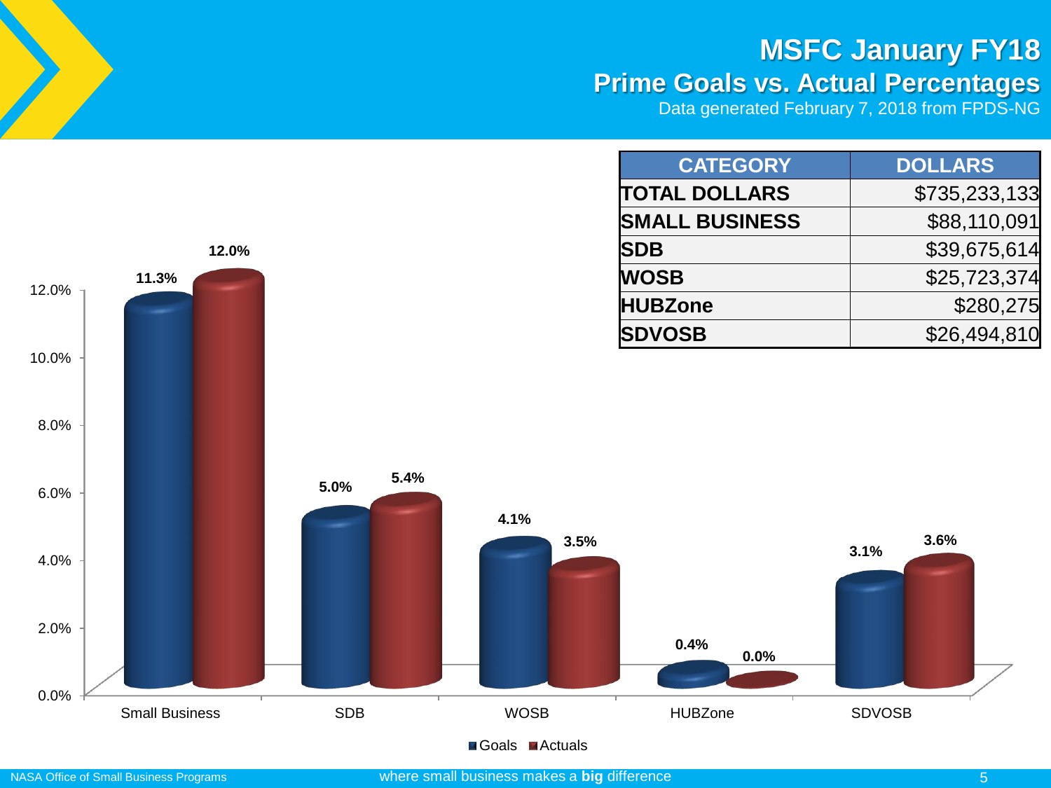# MSFC January FY18

## Prime Goals vs. Actual Percentages

Data generated February 7, 2018 from FPDS-NG

| CATEGORY | DOLLARS |
|---|---|
| TOTAL DOLLARS | $735,233,133 |
| SMALL BUSINESS | $88,110,091 |
| SDB | $39,675,614 |
| WOSB | $25,723,374 |
| HUBZone | $280,275 |
| SDVOSB | $26,494,810 |

| Category | Goals | Actuals |
|---|---|---|
| Small Business | 11.3% | 12.0% |
| SDB | 5.0% | 5.4% |
| WOSB | 4.1% | 3.5% |
| HUBZone | 0.4% | 0.0% |
| SDVOSB | 3.1% | 3.6% |

where small business makes a **big** difference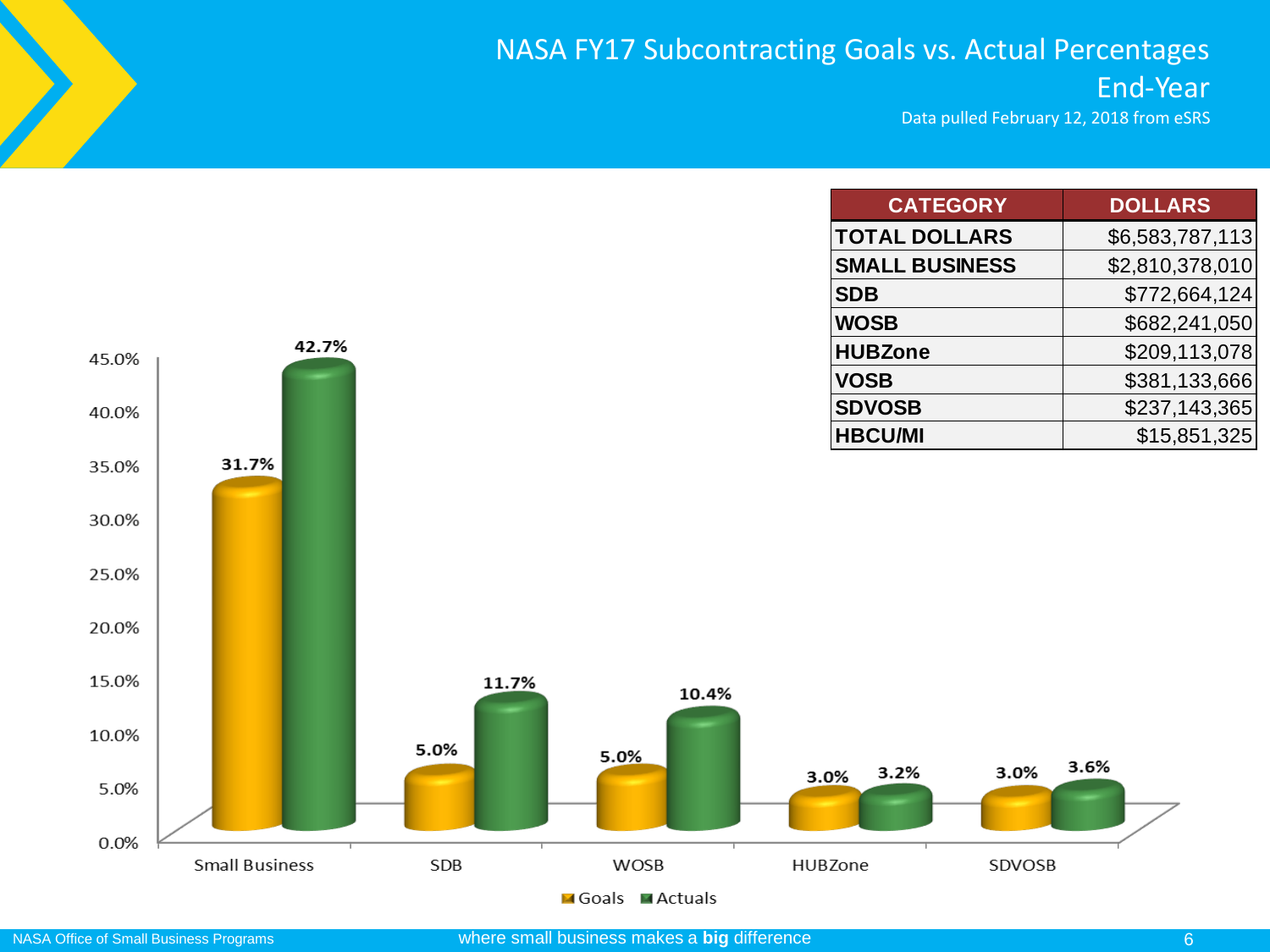# NASA FY17 Subcontracting Goals vs. Actual Percentages End-Year

Data pulled February 12, 2018 from eSRS

| CATEGORY | DOLLARS |
|---|---|
| TOTAL DOLLARS | $6,583,787,113 |
| SMALL BUSINESS | $2,810,378,010 |
| SDB | $772,664,124 |
| WOSB | $682,241,050 |
| HUBZone | $209,113,078 |
| VOSB | $381,133,666 |
| SDVOSB | $237,143,365 |
| HBCU/MI | $15,851,325 |

| Category | Goals | Actuals |
|---|---|---|
| Small Business | 31.7% | 42.7% |
| SDB | 5.0% | 11.7% |
| WOSB | 5.0% | 10.4% |
| HUBZone | 3.0% | 3.2% |
| SDVOSB | 3.0% | 3.6% |

NASA Office of Small Business Programs

where small business makes a **big** difference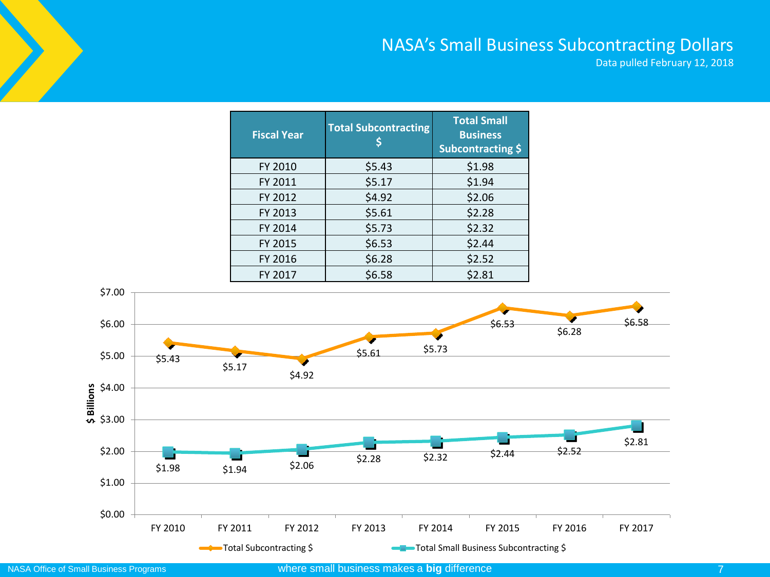# NASA's Small Business Subcontracting Dollars

Data pulled February 12, 2018

| Fiscal Year | Total Subcontracting $ | Total Small Business Subcontracting $ |
| --- | --- | --- |
| FY 2010 | $5.43 | $1.98 |
| FY 2011 | $5.17 | $1.94 |
| FY 2012 | $4.92 | $2.06 |
| FY 2013 | $5.61 | $2.28 |
| FY 2014 | $5.73 | $2.32 |
| FY 2015 | $6.53 | $2.44 |
| FY 2016 | $6.28 | $2.52 |
| FY 2017 | $6.58 | $2.81 |

$ Billions

| | FY 2010 | FY 2011 | FY 2012 | FY 2013 | FY 2014 | FY 2015 | FY 2016 | FY 2017 |
| --- | --- | --- | --- | --- | --- | --- | --- | --- |
| Total Subcontracting $ | $5.43 | $5.17 | $4.92 | $5.61 | $5.73 | $6.53 | $6.28 | $6.58 |
| Total Small Business Subcontracting $ | $1.98 | $1.94 | $2.06 | $2.28 | $2.32 | $2.44 | $2.52 | $2.81 |

NASA Office of Small Business Programs

where small business makes a **big** difference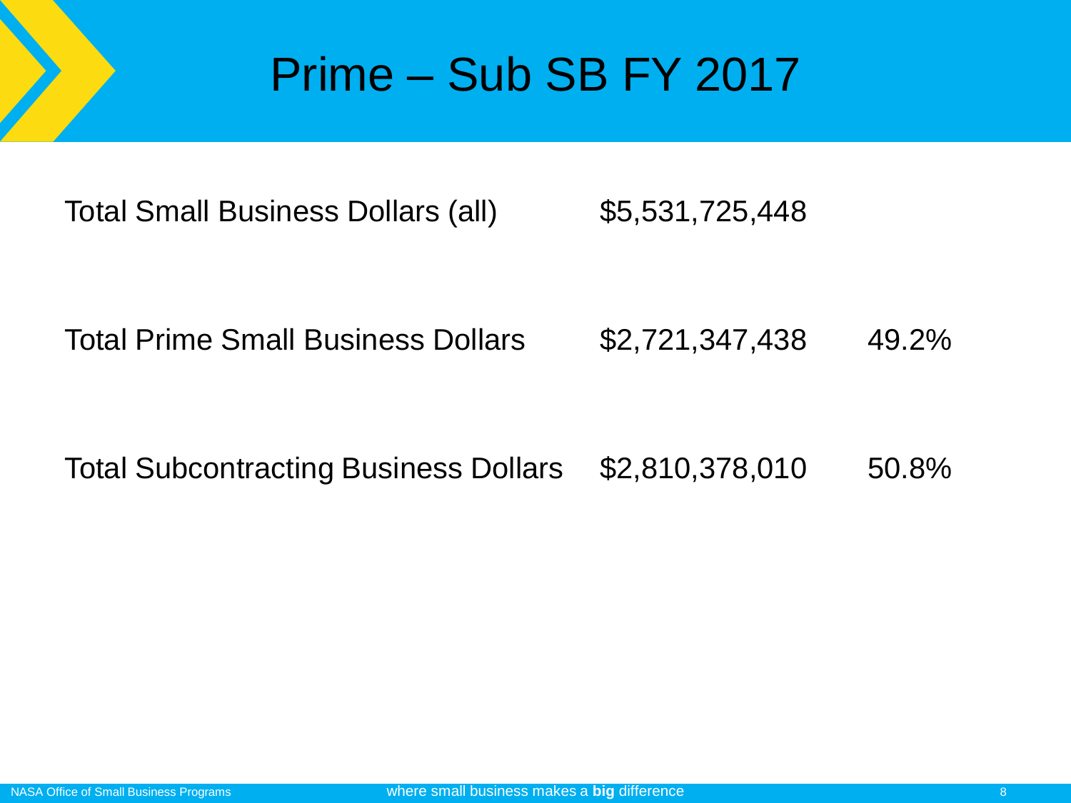# Prime – Sub SB FY 2017

| | | |
|---|---|---|
| Total Small Business Dollars (all) | $5,531,725,448 | |
| Total Prime Small Business Dollars | $2,721,347,438 | 49.2% |
| Total Subcontracting Business Dollars | $2,810,378,010 | 50.8% |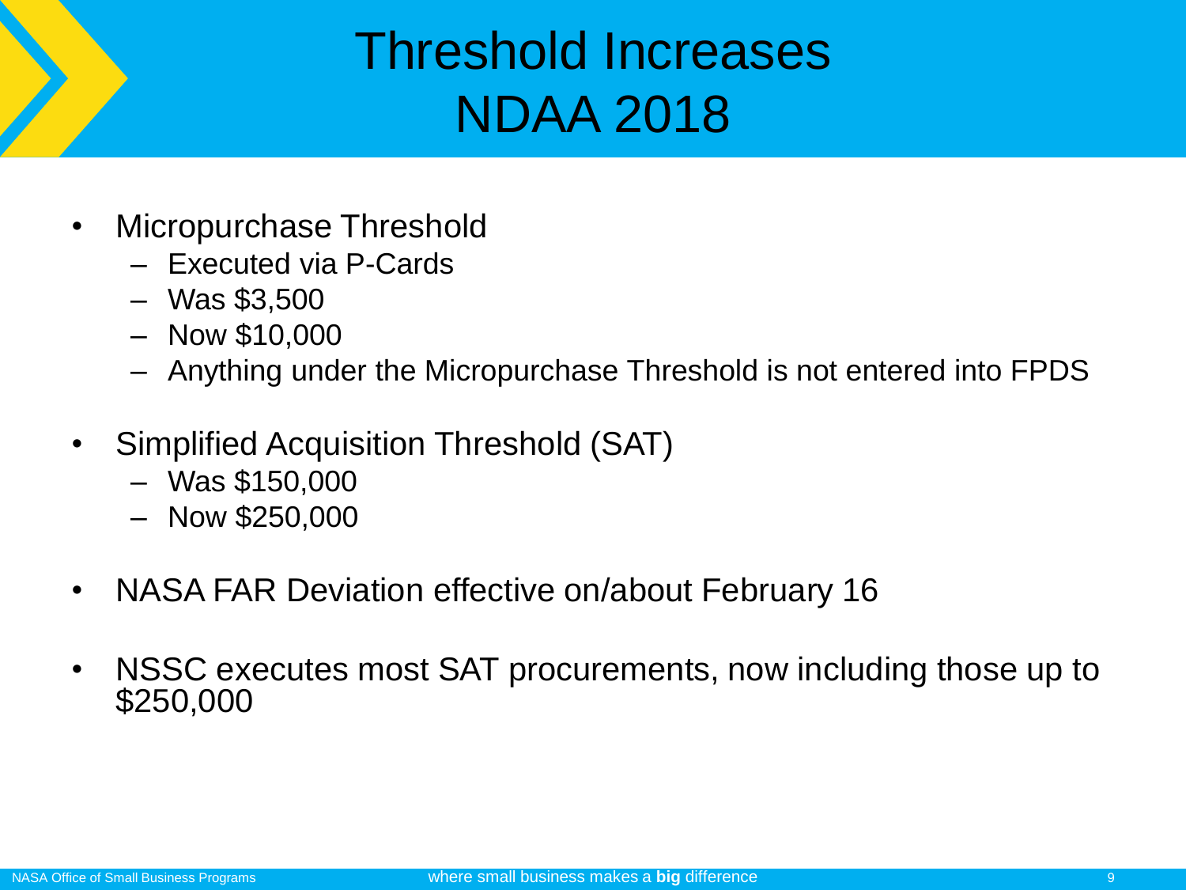# Threshold Increases NDAA 2018

- Micropurchase Threshold
  - Executed via P-Cards
  - Was $3,500
  - Now $10,000
  - Anything under the Micropurchase Threshold is not entered into FPDS

- Simplified Acquisition Threshold (SAT)
  - Was $150,000
  - Now $250,000

- NASA FAR Deviation effective on/about February 16

- NSSC executes most SAT procurements, now including those up to $250,000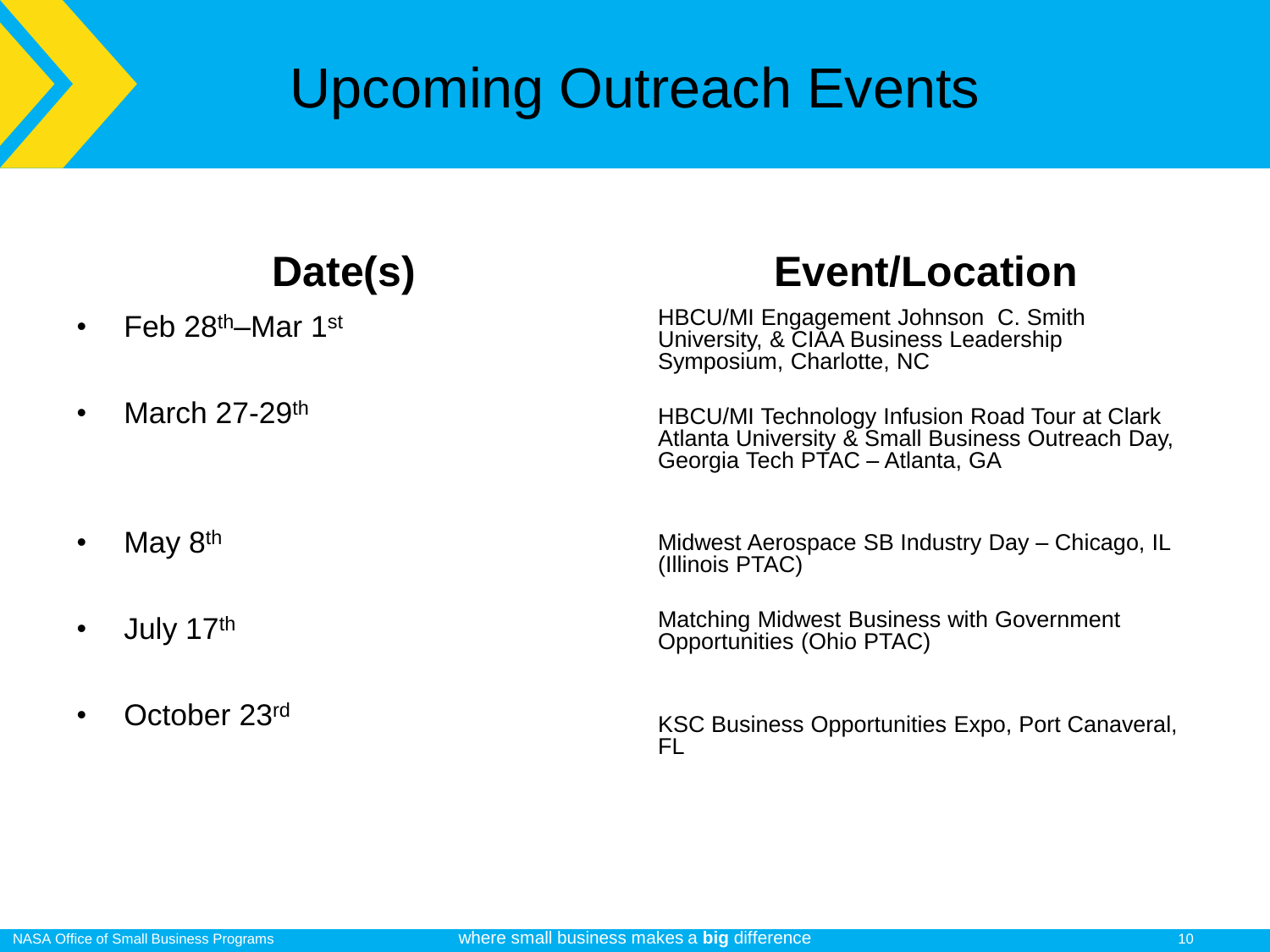# Upcoming Outreach Events

| Date(s) | Event/Location |
| --- | --- |
| Feb 28th–Mar 1st | HBCU/MI Engagement Johnson C. Smith University, & CIAA Business Leadership Symposium, Charlotte, NC |
| March 27-29th | HBCU/MI Technology Infusion Road Tour at Clark Atlanta University & Small Business Outreach Day, Georgia Tech PTAC – Atlanta, GA |
| May 8th | Midwest Aerospace SB Industry Day – Chicago, IL (Illinois PTAC) |
| July 17th | Matching Midwest Business with Government Opportunities (Ohio PTAC) |
| October 23rd | KSC Business Opportunities Expo, Port Canaveral, FL |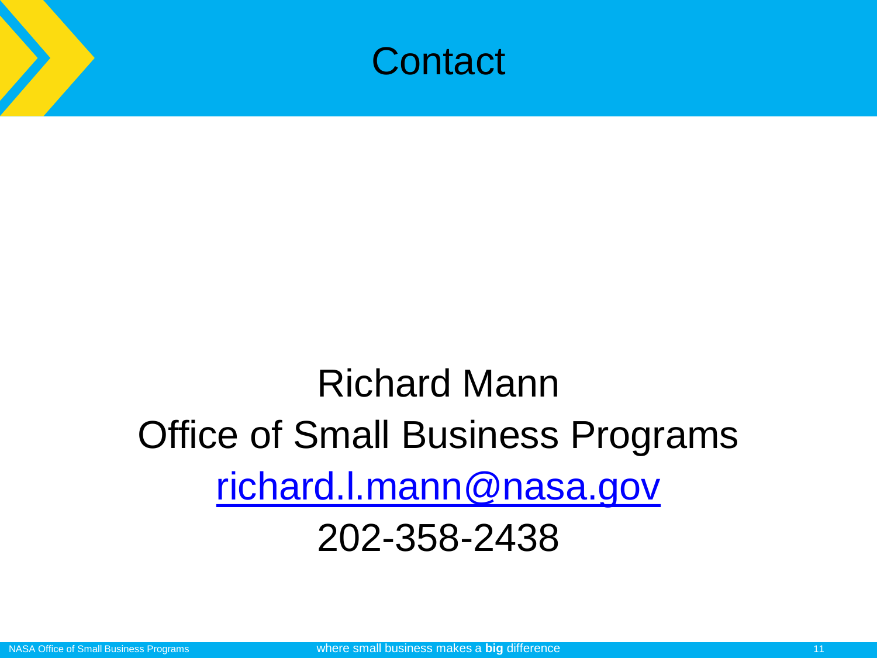# Contact

Richard Mann

Office of Small Business Programs

[richard.l.mann@nasa.gov](mailto:richard.l.mann@nasa.gov)

202-358-2438